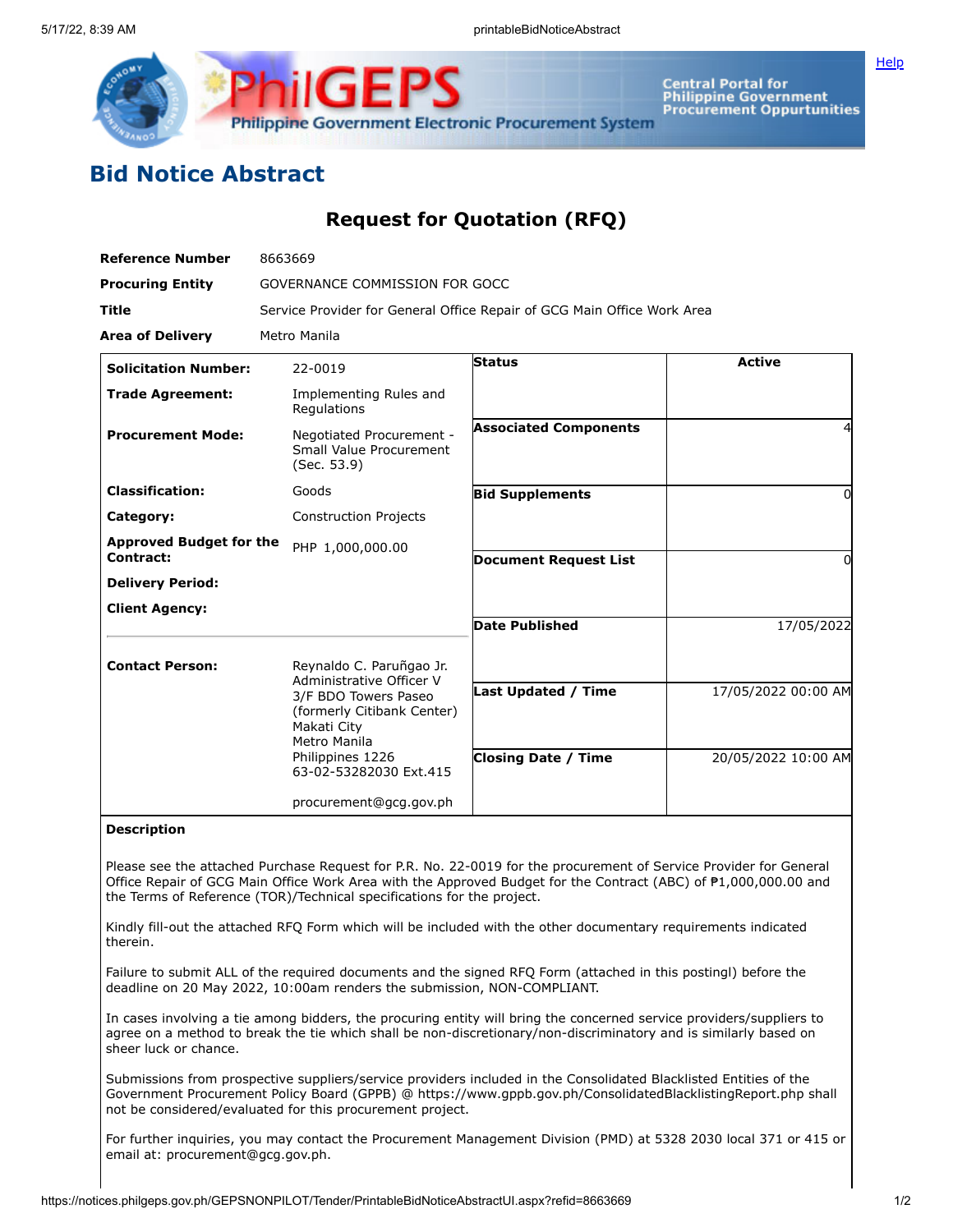# Bid Notice Abstract

## Request for Quotation (RFQ)

| | |
|---|---|
| **Reference Number** | 8663669 |
| **Procuring Entity** | GOVERNANCE COMMISSION FOR GOCC |
| **Title** | Service Provider for General Office Repair of GCG Main Office Work Area |
| **Area of Delivery** | Metro Manila |

| | | | |
|---|---|---|---|
| **Solicitation Number:** | 22-0019 | **Status** | Active |
| **Trade Agreement:** | Implementing Rules and Regulations | | |
| **Procurement Mode:** | Negotiated Procurement - Small Value Procurement (Sec. 53.9) | **Associated Components** | 4 |
| **Classification:** | Goods | **Bid Supplements** | 0 |
| **Category:** | Construction Projects | | |
| **Approved Budget for the Contract:** | PHP 1,000,000.00 | **Document Request List** | 0 |
| **Delivery Period:** | | | |
| **Client Agency:** | | **Date Published** | 17/05/2022 |
| **Contact Person:** | Reynaldo C. Paruñgao Jr.<br>Administrative Officer V<br>3/F BDO Towers Paseo (formerly Citibank Center)<br>Makati City<br>Metro Manila<br>Philippines 1226<br>63-02-53282030 Ext.415<br><br>procurement@gcg.gov.ph | **Last Updated / Time** | 17/05/2022 00:00 AM |
| | | **Closing Date / Time** | 20/05/2022 10:00 AM |

**Description**

Please see the attached Purchase Request for P.R. No. 22-0019 for the procurement of Service Provider for General Office Repair of GCG Main Office Work Area with the Approved Budget for the Contract (ABC) of ₱1,000,000.00 and the Terms of Reference (TOR)/Technical specifications for the project.

Kindly fill-out the attached RFQ Form which will be included with the other documentary requirements indicated therein.

Failure to submit ALL of the required documents and the signed RFQ Form (attached in this postingl) before the deadline on 20 May 2022, 10:00am renders the submission, NON-COMPLIANT.

In cases involving a tie among bidders, the procuring entity will bring the concerned service providers/suppliers to agree on a method to break the tie which shall be non-discretionary/non-discriminatory and is similarly based on sheer luck or chance.

Submissions from prospective suppliers/service providers included in the Consolidated Blacklisted Entities of the Government Procurement Policy Board (GPPB) @ https://www.gppb.gov.ph/ConsolidatedBlacklistingReport.php shall not be considered/evaluated for this procurement project.

For further inquiries, you may contact the Procurement Management Division (PMD) at 5328 2030 local 371 or 415 or email at: procurement@gcg.gov.ph.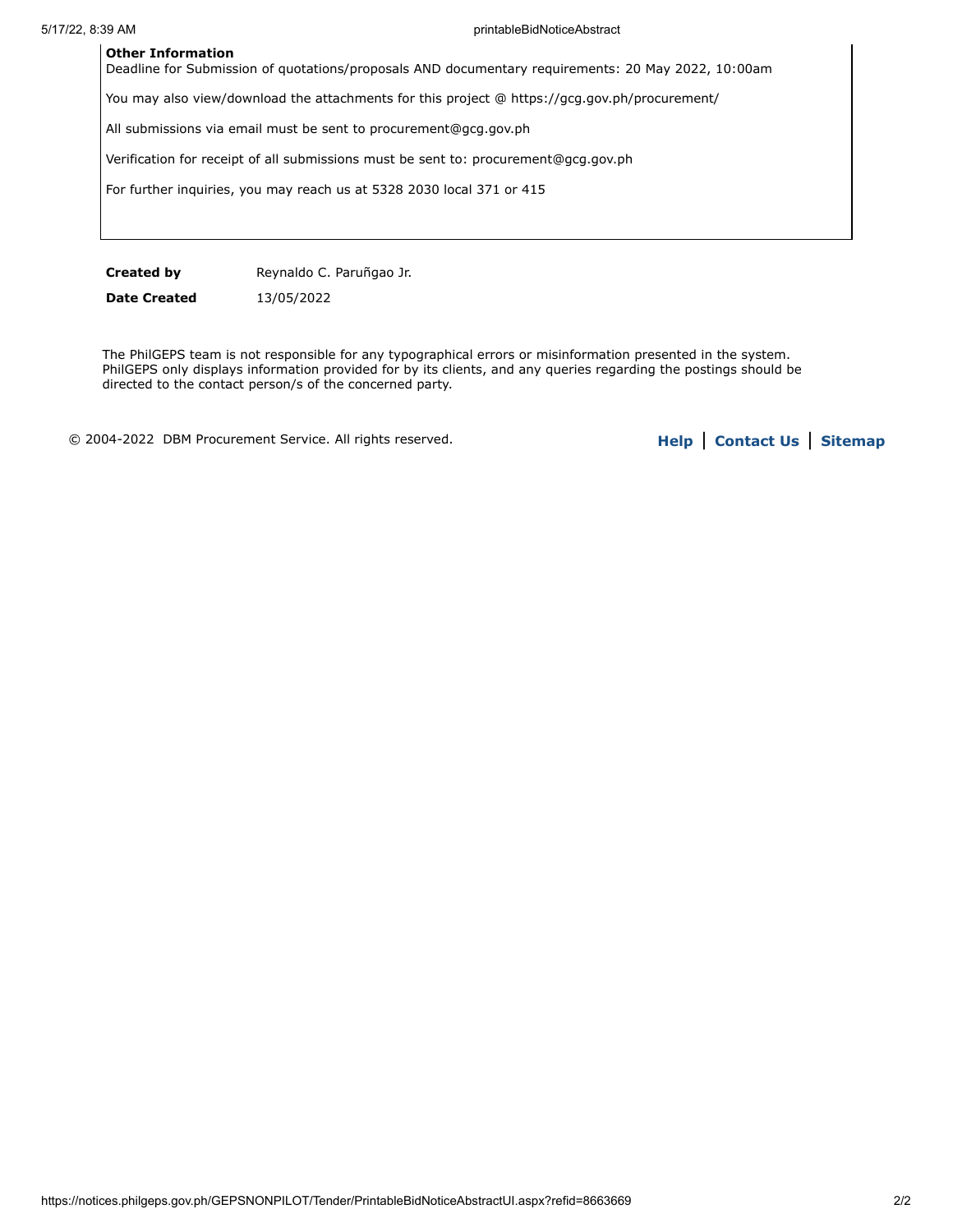**Other Information**

Deadline for Submission of quotations/proposals AND documentary requirements: 20 May 2022, 10:00am

You may also view/download the attachments for this project @ https://gcg.gov.ph/procurement/

All submissions via email must be sent to procurement@gcg.gov.ph

Verification for receipt of all submissions must be sent to: procurement@gcg.gov.ph

For further inquiries, you may reach us at 5328 2030 local 371 or 415

| | |
|---|---|
| **Created by** | Reynaldo C. Paruñgao Jr. |
| **Date Created** | 13/05/2022 |

The PhilGEPS team is not responsible for any typographical errors or misinformation presented in the system. PhilGEPS only displays information provided for by its clients, and any queries regarding the postings should be directed to the contact person/s of the concerned party.

© 2004-2022 DBM Procurement Service. All rights reserved.

**Help** | **Contact Us** | **Sitemap**